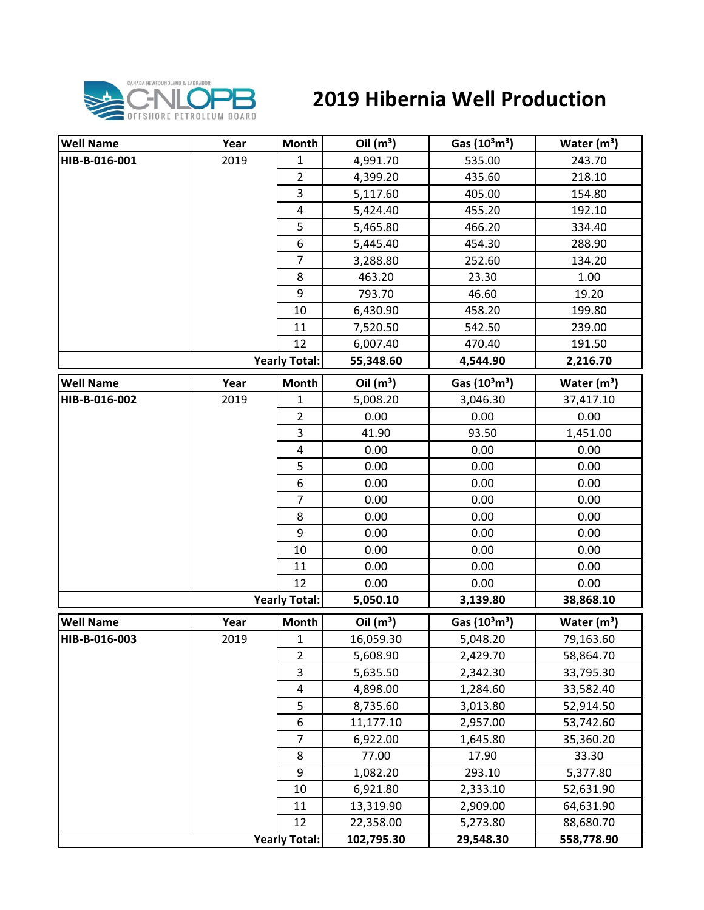# 2019 Hibernia Well Production

| Well Name | Year | Month | Oil ($m^3$) | Gas ($10^3m^3$) | Water ($m^3$) |
|---|---|---|---|---|---|
| HIB-B-016-001 | 2019 | 1 | 4,991.70 | 535.00 | 243.70 |
| | | 2 | 4,399.20 | 435.60 | 218.10 |
| | | 3 | 5,117.60 | 405.00 | 154.80 |
| | | 4 | 5,424.40 | 455.20 | 192.10 |
| | | 5 | 5,465.80 | 466.20 | 334.40 |
| | | 6 | 5,445.40 | 454.30 | 288.90 |
| | | 7 | 3,288.80 | 252.60 | 134.20 |
| | | 8 | 463.20 | 23.30 | 1.00 |
| | | 9 | 793.70 | 46.60 | 19.20 |
| | | 10 | 6,430.90 | 458.20 | 199.80 |
| | | 11 | 7,520.50 | 542.50 | 239.00 |
| | | 12 | 6,007.40 | 470.40 | 191.50 |
| | | **Yearly Total:** | **55,348.60** | **4,544.90** | **2,216.70** |

| Well Name | Year | Month | Oil ($m^3$) | Gas ($10^3m^3$) | Water ($m^3$) |
|---|---|---|---|---|---|
| HIB-B-016-002 | 2019 | 1 | 5,008.20 | 3,046.30 | 37,417.10 |
| | | 2 | 0.00 | 0.00 | 0.00 |
| | | 3 | 41.90 | 93.50 | 1,451.00 |
| | | 4 | 0.00 | 0.00 | 0.00 |
| | | 5 | 0.00 | 0.00 | 0.00 |
| | | 6 | 0.00 | 0.00 | 0.00 |
| | | 7 | 0.00 | 0.00 | 0.00 |
| | | 8 | 0.00 | 0.00 | 0.00 |
| | | 9 | 0.00 | 0.00 | 0.00 |
| | | 10 | 0.00 | 0.00 | 0.00 |
| | | 11 | 0.00 | 0.00 | 0.00 |
| | | 12 | 0.00 | 0.00 | 0.00 |
| | | **Yearly Total:** | **5,050.10** | **3,139.80** | **38,868.10** |

| Well Name | Year | Month | Oil ($m^3$) | Gas ($10^3m^3$) | Water ($m^3$) |
|---|---|---|---|---|---|
| HIB-B-016-003 | 2019 | 1 | 16,059.30 | 5,048.20 | 79,163.60 |
| | | 2 | 5,608.90 | 2,429.70 | 58,864.70 |
| | | 3 | 5,635.50 | 2,342.30 | 33,795.30 |
| | | 4 | 4,898.00 | 1,284.60 | 33,582.40 |
| | | 5 | 8,735.60 | 3,013.80 | 52,914.50 |
| | | 6 | 11,177.10 | 2,957.00 | 53,742.60 |
| | | 7 | 6,922.00 | 1,645.80 | 35,360.20 |
| | | 8 | 77.00 | 17.90 | 33.30 |
| | | 9 | 1,082.20 | 293.10 | 5,377.80 |
| | | 10 | 6,921.80 | 2,333.10 | 52,631.90 |
| | | 11 | 13,319.90 | 2,909.00 | 64,631.90 |
| | | 12 | 22,358.00 | 5,273.80 | 88,680.70 |
| | | **Yearly Total:** | **102,795.30** | **29,548.30** | **558,778.90** |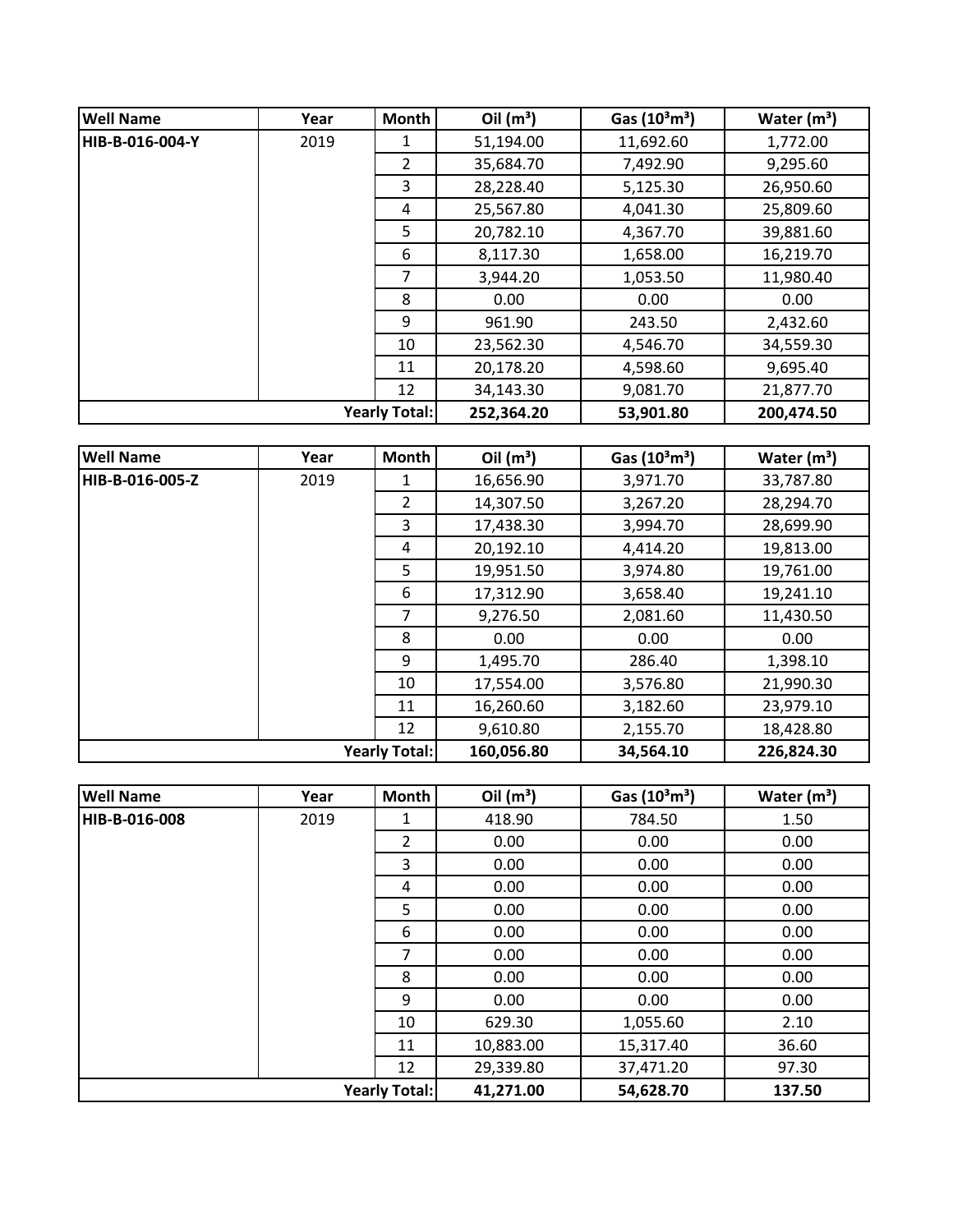| Well Name | Year | Month | Oil ($m^3$) | Gas ($10^3m^3$) | Water ($m^3$) |
|---|---|---|---|---|---|
| HIB-B-016-004-Y | 2019 | 1 | 51,194.00 | 11,692.60 | 1,772.00 |
| | | 2 | 35,684.70 | 7,492.90 | 9,295.60 |
| | | 3 | 28,228.40 | 5,125.30 | 26,950.60 |
| | | 4 | 25,567.80 | 4,041.30 | 25,809.60 |
| | | 5 | 20,782.10 | 4,367.70 | 39,881.60 |
| | | 6 | 8,117.30 | 1,658.00 | 16,219.70 |
| | | 7 | 3,944.20 | 1,053.50 | 11,980.40 |
| | | 8 | 0.00 | 0.00 | 0.00 |
| | | 9 | 961.90 | 243.50 | 2,432.60 |
| | | 10 | 23,562.30 | 4,546.70 | 34,559.30 |
| | | 11 | 20,178.20 | 4,598.60 | 9,695.40 |
| | | 12 | 34,143.30 | 9,081.70 | 21,877.70 |
| | | **Yearly Total:** | **252,364.20** | **53,901.80** | **200,474.50** |

| Well Name | Year | Month | Oil ($m^3$) | Gas ($10^3m^3$) | Water ($m^3$) |
|---|---|---|---|---|---|
| HIB-B-016-005-Z | 2019 | 1 | 16,656.90 | 3,971.70 | 33,787.80 |
| | | 2 | 14,307.50 | 3,267.20 | 28,294.70 |
| | | 3 | 17,438.30 | 3,994.70 | 28,699.90 |
| | | 4 | 20,192.10 | 4,414.20 | 19,813.00 |
| | | 5 | 19,951.50 | 3,974.80 | 19,761.00 |
| | | 6 | 17,312.90 | 3,658.40 | 19,241.10 |
| | | 7 | 9,276.50 | 2,081.60 | 11,430.50 |
| | | 8 | 0.00 | 0.00 | 0.00 |
| | | 9 | 1,495.70 | 286.40 | 1,398.10 |
| | | 10 | 17,554.00 | 3,576.80 | 21,990.30 |
| | | 11 | 16,260.60 | 3,182.60 | 23,979.10 |
| | | 12 | 9,610.80 | 2,155.70 | 18,428.80 |
| | | **Yearly Total:** | **160,056.80** | **34,564.10** | **226,824.30** |

| Well Name | Year | Month | Oil ($m^3$) | Gas ($10^3m^3$) | Water ($m^3$) |
|---|---|---|---|---|---|
| HIB-B-016-008 | 2019 | 1 | 418.90 | 784.50 | 1.50 |
| | | 2 | 0.00 | 0.00 | 0.00 |
| | | 3 | 0.00 | 0.00 | 0.00 |
| | | 4 | 0.00 | 0.00 | 0.00 |
| | | 5 | 0.00 | 0.00 | 0.00 |
| | | 6 | 0.00 | 0.00 | 0.00 |
| | | 7 | 0.00 | 0.00 | 0.00 |
| | | 8 | 0.00 | 0.00 | 0.00 |
| | | 9 | 0.00 | 0.00 | 0.00 |
| | | 10 | 629.30 | 1,055.60 | 2.10 |
| | | 11 | 10,883.00 | 15,317.40 | 36.60 |
| | | 12 | 29,339.80 | 37,471.20 | 97.30 |
| | | **Yearly Total:** | **41,271.00** | **54,628.70** | **137.50** |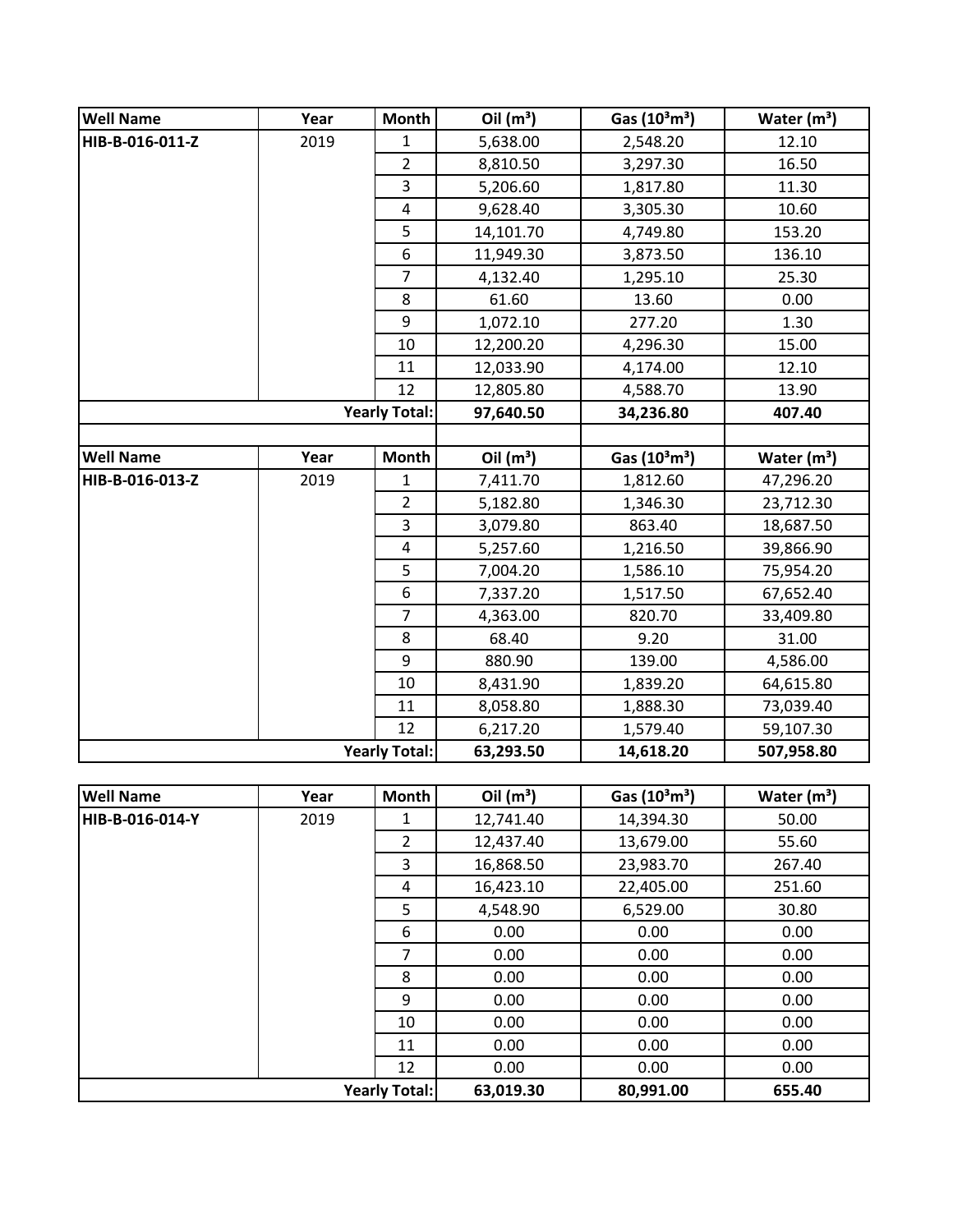| Well Name | Year | Month | Oil ($m^3$) | Gas ($10^3m^3$) | Water ($m^3$) |
|---|---|---|---|---|---|
| HIB-B-016-011-Z | 2019 | 1 | 5,638.00 | 2,548.20 | 12.10 |
| | | 2 | 8,810.50 | 3,297.30 | 16.50 |
| | | 3 | 5,206.60 | 1,817.80 | 11.30 |
| | | 4 | 9,628.40 | 3,305.30 | 10.60 |
| | | 5 | 14,101.70 | 4,749.80 | 153.20 |
| | | 6 | 11,949.30 | 3,873.50 | 136.10 |
| | | 7 | 4,132.40 | 1,295.10 | 25.30 |
| | | 8 | 61.60 | 13.60 | 0.00 |
| | | 9 | 1,072.10 | 277.20 | 1.30 |
| | | 10 | 12,200.20 | 4,296.30 | 15.00 |
| | | 11 | 12,033.90 | 4,174.00 | 12.10 |
| | | 12 | 12,805.80 | 4,588.70 | 13.90 |
| | | **Yearly Total:** | **97,640.50** | **34,236.80** | **407.40** |

| Well Name | Year | Month | Oil ($m^3$) | Gas ($10^3m^3$) | Water ($m^3$) |
|---|---|---|---|---|---|
| HIB-B-016-013-Z | 2019 | 1 | 7,411.70 | 1,812.60 | 47,296.20 |
| | | 2 | 5,182.80 | 1,346.30 | 23,712.30 |
| | | 3 | 3,079.80 | 863.40 | 18,687.50 |
| | | 4 | 5,257.60 | 1,216.50 | 39,866.90 |
| | | 5 | 7,004.20 | 1,586.10 | 75,954.20 |
| | | 6 | 7,337.20 | 1,517.50 | 67,652.40 |
| | | 7 | 4,363.00 | 820.70 | 33,409.80 |
| | | 8 | 68.40 | 9.20 | 31.00 |
| | | 9 | 880.90 | 139.00 | 4,586.00 |
| | | 10 | 8,431.90 | 1,839.20 | 64,615.80 |
| | | 11 | 8,058.80 | 1,888.30 | 73,039.40 |
| | | 12 | 6,217.20 | 1,579.40 | 59,107.30 |
| | | **Yearly Total:** | **63,293.50** | **14,618.20** | **507,958.80** |

| Well Name | Year | Month | Oil ($m^3$) | Gas ($10^3m^3$) | Water ($m^3$) |
|---|---|---|---|---|---|
| HIB-B-016-014-Y | 2019 | 1 | 12,741.40 | 14,394.30 | 50.00 |
| | | 2 | 12,437.40 | 13,679.00 | 55.60 |
| | | 3 | 16,868.50 | 23,983.70 | 267.40 |
| | | 4 | 16,423.10 | 22,405.00 | 251.60 |
| | | 5 | 4,548.90 | 6,529.00 | 30.80 |
| | | 6 | 0.00 | 0.00 | 0.00 |
| | | 7 | 0.00 | 0.00 | 0.00 |
| | | 8 | 0.00 | 0.00 | 0.00 |
| | | 9 | 0.00 | 0.00 | 0.00 |
| | | 10 | 0.00 | 0.00 | 0.00 |
| | | 11 | 0.00 | 0.00 | 0.00 |
| | | 12 | 0.00 | 0.00 | 0.00 |
| | | **Yearly Total:** | **63,019.30** | **80,991.00** | **655.40** |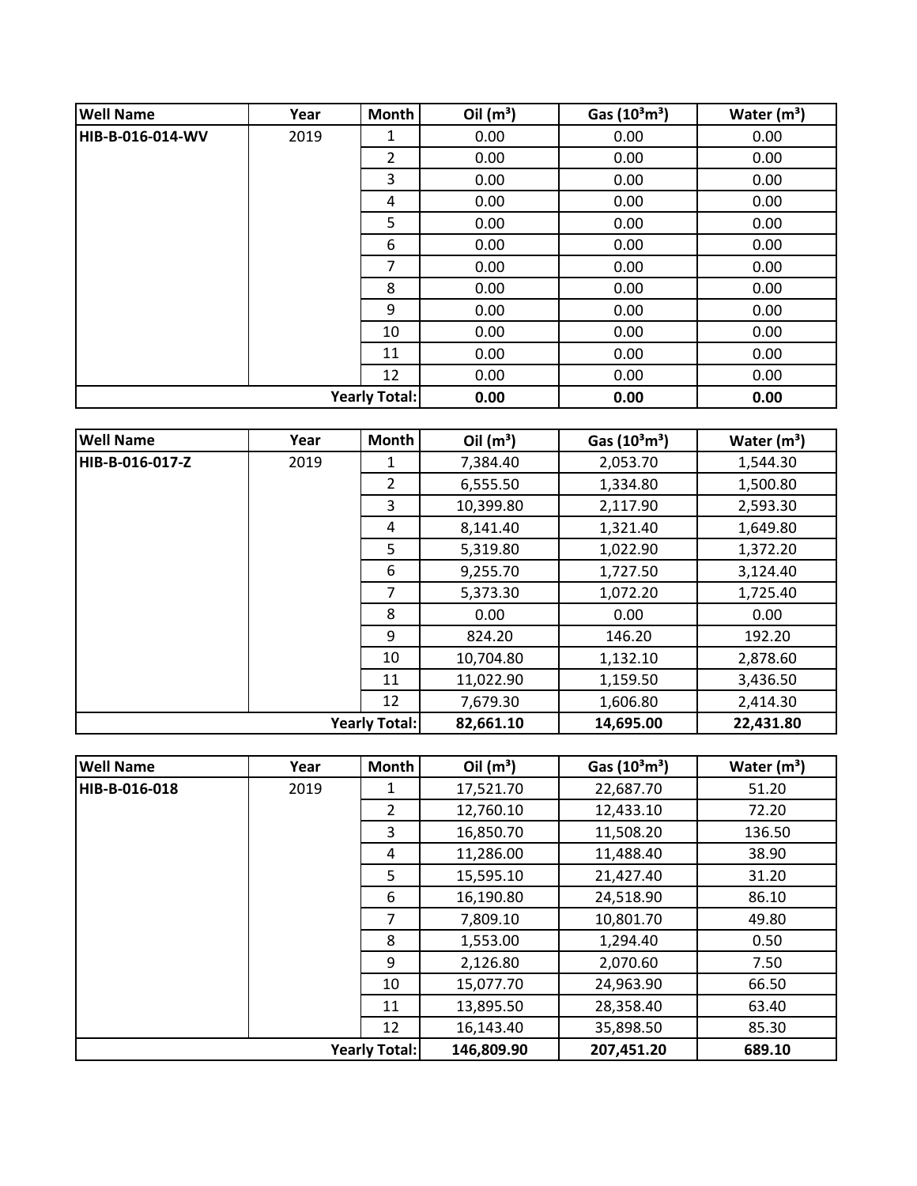| Well Name | Year | Month | Oil ($m^3$) | Gas ($10^3m^3$) | Water ($m^3$) |
|---|---|---|---|---|---|
| HIB-B-016-014-WV | 2019 | 1 | 0.00 | 0.00 | 0.00 |
| | | 2 | 0.00 | 0.00 | 0.00 |
| | | 3 | 0.00 | 0.00 | 0.00 |
| | | 4 | 0.00 | 0.00 | 0.00 |
| | | 5 | 0.00 | 0.00 | 0.00 |
| | | 6 | 0.00 | 0.00 | 0.00 |
| | | 7 | 0.00 | 0.00 | 0.00 |
| | | 8 | 0.00 | 0.00 | 0.00 |
| | | 9 | 0.00 | 0.00 | 0.00 |
| | | 10 | 0.00 | 0.00 | 0.00 |
| | | 11 | 0.00 | 0.00 | 0.00 |
| | | 12 | 0.00 | 0.00 | 0.00 |
| | | **Yearly Total:** | **0.00** | **0.00** | **0.00** |

| Well Name | Year | Month | Oil ($m^3$) | Gas ($10^3m^3$) | Water ($m^3$) |
|---|---|---|---|---|---|
| HIB-B-016-017-Z | 2019 | 1 | 7,384.40 | 2,053.70 | 1,544.30 |
| | | 2 | 6,555.50 | 1,334.80 | 1,500.80 |
| | | 3 | 10,399.80 | 2,117.90 | 2,593.30 |
| | | 4 | 8,141.40 | 1,321.40 | 1,649.80 |
| | | 5 | 5,319.80 | 1,022.90 | 1,372.20 |
| | | 6 | 9,255.70 | 1,727.50 | 3,124.40 |
| | | 7 | 5,373.30 | 1,072.20 | 1,725.40 |
| | | 8 | 0.00 | 0.00 | 0.00 |
| | | 9 | 824.20 | 146.20 | 192.20 |
| | | 10 | 10,704.80 | 1,132.10 | 2,878.60 |
| | | 11 | 11,022.90 | 1,159.50 | 3,436.50 |
| | | 12 | 7,679.30 | 1,606.80 | 2,414.30 |
| | | **Yearly Total:** | **82,661.10** | **14,695.00** | **22,431.80** |

| Well Name | Year | Month | Oil ($m^3$) | Gas ($10^3m^3$) | Water ($m^3$) |
|---|---|---|---|---|---|
| HIB-B-016-018 | 2019 | 1 | 17,521.70 | 22,687.70 | 51.20 |
| | | 2 | 12,760.10 | 12,433.10 | 72.20 |
| | | 3 | 16,850.70 | 11,508.20 | 136.50 |
| | | 4 | 11,286.00 | 11,488.40 | 38.90 |
| | | 5 | 15,595.10 | 21,427.40 | 31.20 |
| | | 6 | 16,190.80 | 24,518.90 | 86.10 |
| | | 7 | 7,809.10 | 10,801.70 | 49.80 |
| | | 8 | 1,553.00 | 1,294.40 | 0.50 |
| | | 9 | 2,126.80 | 2,070.60 | 7.50 |
| | | 10 | 15,077.70 | 24,963.90 | 66.50 |
| | | 11 | 13,895.50 | 28,358.40 | 63.40 |
| | | 12 | 16,143.40 | 35,898.50 | 85.30 |
| | | **Yearly Total:** | **146,809.90** | **207,451.20** | **689.10** |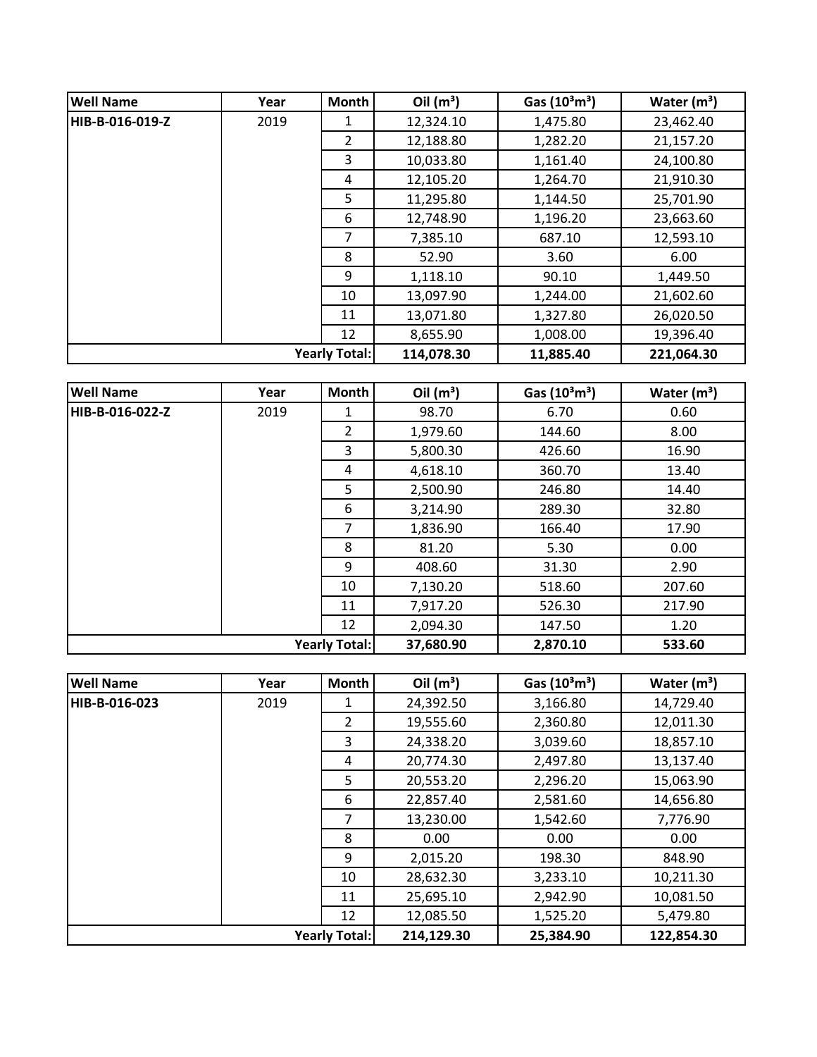| Well Name | Year | Month | Oil ($m^3$) | Gas ($10^3m^3$) | Water ($m^3$) |
|---|---|---|---|---|---|
| HIB-B-016-019-Z | 2019 | 1 | 12,324.10 | 1,475.80 | 23,462.40 |
| | | 2 | 12,188.80 | 1,282.20 | 21,157.20 |
| | | 3 | 10,033.80 | 1,161.40 | 24,100.80 |
| | | 4 | 12,105.20 | 1,264.70 | 21,910.30 |
| | | 5 | 11,295.80 | 1,144.50 | 25,701.90 |
| | | 6 | 12,748.90 | 1,196.20 | 23,663.60 |
| | | 7 | 7,385.10 | 687.10 | 12,593.10 |
| | | 8 | 52.90 | 3.60 | 6.00 |
| | | 9 | 1,118.10 | 90.10 | 1,449.50 |
| | | 10 | 13,097.90 | 1,244.00 | 21,602.60 |
| | | 11 | 13,071.80 | 1,327.80 | 26,020.50 |
| | | 12 | 8,655.90 | 1,008.00 | 19,396.40 |
| | | **Yearly Total:** | **114,078.30** | **11,885.40** | **221,064.30** |

| Well Name | Year | Month | Oil ($m^3$) | Gas ($10^3m^3$) | Water ($m^3$) |
|---|---|---|---|---|---|
| HIB-B-016-022-Z | 2019 | 1 | 98.70 | 6.70 | 0.60 |
| | | 2 | 1,979.60 | 144.60 | 8.00 |
| | | 3 | 5,800.30 | 426.60 | 16.90 |
| | | 4 | 4,618.10 | 360.70 | 13.40 |
| | | 5 | 2,500.90 | 246.80 | 14.40 |
| | | 6 | 3,214.90 | 289.30 | 32.80 |
| | | 7 | 1,836.90 | 166.40 | 17.90 |
| | | 8 | 81.20 | 5.30 | 0.00 |
| | | 9 | 408.60 | 31.30 | 2.90 |
| | | 10 | 7,130.20 | 518.60 | 207.60 |
| | | 11 | 7,917.20 | 526.30 | 217.90 |
| | | 12 | 2,094.30 | 147.50 | 1.20 |
| | | **Yearly Total:** | **37,680.90** | **2,870.10** | **533.60** |

| Well Name | Year | Month | Oil ($m^3$) | Gas ($10^3m^3$) | Water ($m^3$) |
|---|---|---|---|---|---|
| HIB-B-016-023 | 2019 | 1 | 24,392.50 | 3,166.80 | 14,729.40 |
| | | 2 | 19,555.60 | 2,360.80 | 12,011.30 |
| | | 3 | 24,338.20 | 3,039.60 | 18,857.10 |
| | | 4 | 20,774.30 | 2,497.80 | 13,137.40 |
| | | 5 | 20,553.20 | 2,296.20 | 15,063.90 |
| | | 6 | 22,857.40 | 2,581.60 | 14,656.80 |
| | | 7 | 13,230.00 | 1,542.60 | 7,776.90 |
| | | 8 | 0.00 | 0.00 | 0.00 |
| | | 9 | 2,015.20 | 198.30 | 848.90 |
| | | 10 | 28,632.30 | 3,233.10 | 10,211.30 |
| | | 11 | 25,695.10 | 2,942.90 | 10,081.50 |
| | | 12 | 12,085.50 | 1,525.20 | 5,479.80 |
| | | **Yearly Total:** | **214,129.30** | **25,384.90** | **122,854.30** |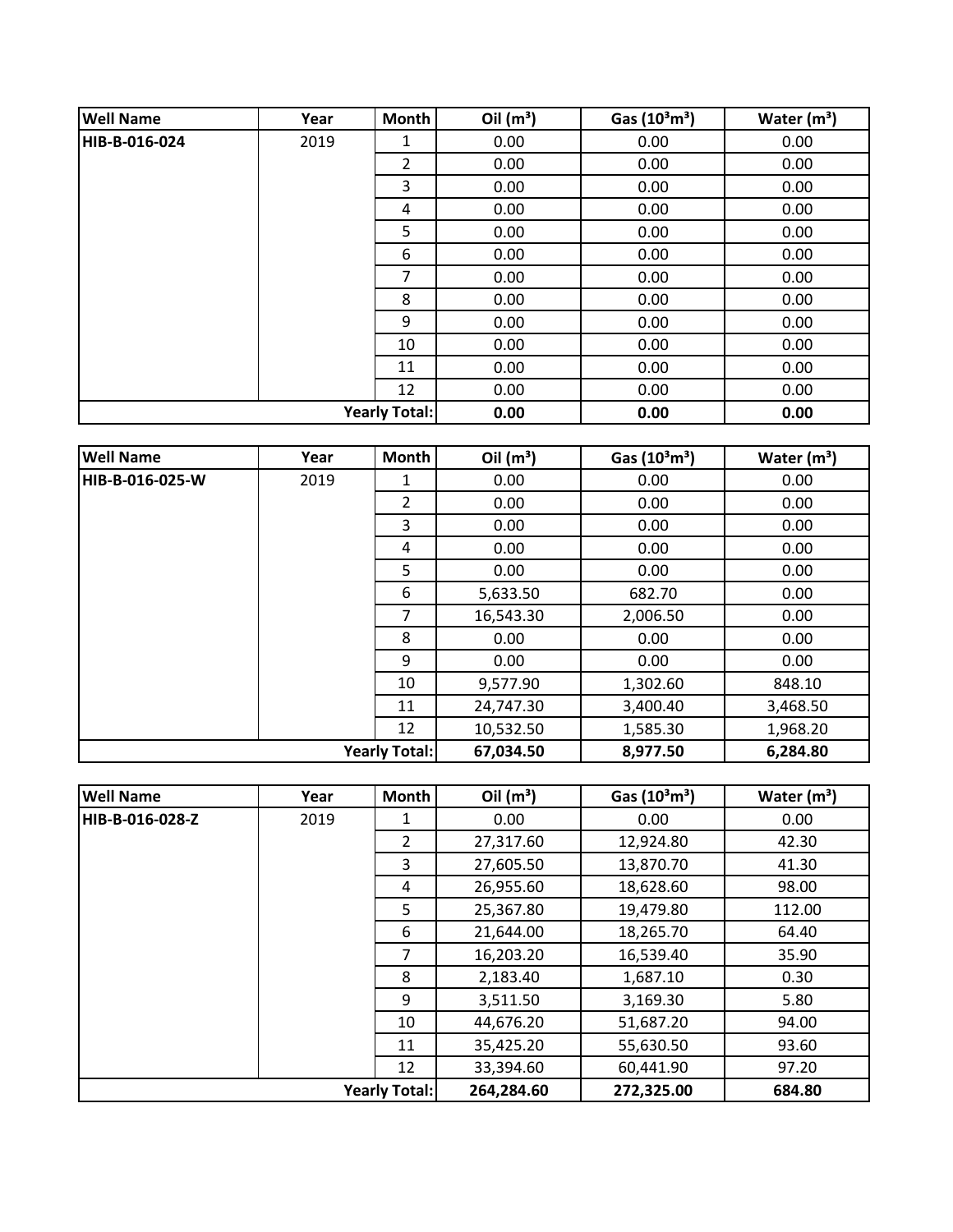| Well Name | Year | Month | Oil ($m^3$) | Gas ($10^3m^3$) | Water ($m^3$) |
|---|---|---|---|---|---|
| HIB-B-016-024 | 2019 | 1 | 0.00 | 0.00 | 0.00 |
| | | 2 | 0.00 | 0.00 | 0.00 |
| | | 3 | 0.00 | 0.00 | 0.00 |
| | | 4 | 0.00 | 0.00 | 0.00 |
| | | 5 | 0.00 | 0.00 | 0.00 |
| | | 6 | 0.00 | 0.00 | 0.00 |
| | | 7 | 0.00 | 0.00 | 0.00 |
| | | 8 | 0.00 | 0.00 | 0.00 |
| | | 9 | 0.00 | 0.00 | 0.00 |
| | | 10 | 0.00 | 0.00 | 0.00 |
| | | 11 | 0.00 | 0.00 | 0.00 |
| | | 12 | 0.00 | 0.00 | 0.00 |
| | | **Yearly Total:** | **0.00** | **0.00** | **0.00** |

| Well Name | Year | Month | Oil ($m^3$) | Gas ($10^3m^3$) | Water ($m^3$) |
|---|---|---|---|---|---|
| HIB-B-016-025-W | 2019 | 1 | 0.00 | 0.00 | 0.00 |
| | | 2 | 0.00 | 0.00 | 0.00 |
| | | 3 | 0.00 | 0.00 | 0.00 |
| | | 4 | 0.00 | 0.00 | 0.00 |
| | | 5 | 0.00 | 0.00 | 0.00 |
| | | 6 | 5,633.50 | 682.70 | 0.00 |
| | | 7 | 16,543.30 | 2,006.50 | 0.00 |
| | | 8 | 0.00 | 0.00 | 0.00 |
| | | 9 | 0.00 | 0.00 | 0.00 |
| | | 10 | 9,577.90 | 1,302.60 | 848.10 |
| | | 11 | 24,747.30 | 3,400.40 | 3,468.50 |
| | | 12 | 10,532.50 | 1,585.30 | 1,968.20 |
| | | **Yearly Total:** | **67,034.50** | **8,977.50** | **6,284.80** |

| Well Name | Year | Month | Oil ($m^3$) | Gas ($10^3m^3$) | Water ($m^3$) |
|---|---|---|---|---|---|
| HIB-B-016-028-Z | 2019 | 1 | 0.00 | 0.00 | 0.00 |
| | | 2 | 27,317.60 | 12,924.80 | 42.30 |
| | | 3 | 27,605.50 | 13,870.70 | 41.30 |
| | | 4 | 26,955.60 | 18,628.60 | 98.00 |
| | | 5 | 25,367.80 | 19,479.80 | 112.00 |
| | | 6 | 21,644.00 | 18,265.70 | 64.40 |
| | | 7 | 16,203.20 | 16,539.40 | 35.90 |
| | | 8 | 2,183.40 | 1,687.10 | 0.30 |
| | | 9 | 3,511.50 | 3,169.30 | 5.80 |
| | | 10 | 44,676.20 | 51,687.20 | 94.00 |
| | | 11 | 35,425.20 | 55,630.50 | 93.60 |
| | | 12 | 33,394.60 | 60,441.90 | 97.20 |
| | | **Yearly Total:** | **264,284.60** | **272,325.00** | **684.80** |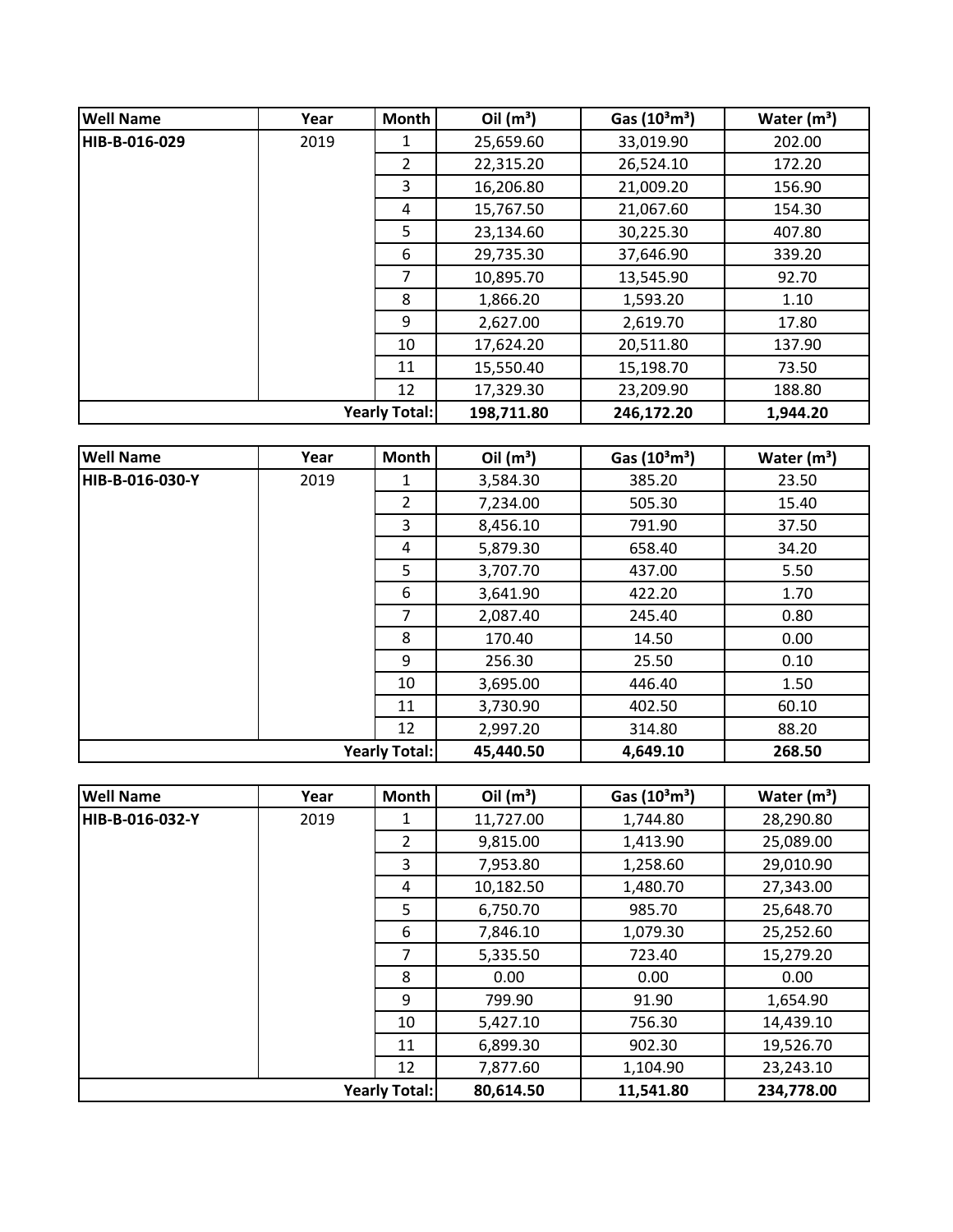| Well Name | Year | Month | Oil ($m^3$) | Gas ($10^3m^3$) | Water ($m^3$) |
|---|---|---|---|---|---|
| HIB-B-016-029 | 2019 | 1 | 25,659.60 | 33,019.90 | 202.00 |
| | | 2 | 22,315.20 | 26,524.10 | 172.20 |
| | | 3 | 16,206.80 | 21,009.20 | 156.90 |
| | | 4 | 15,767.50 | 21,067.60 | 154.30 |
| | | 5 | 23,134.60 | 30,225.30 | 407.80 |
| | | 6 | 29,735.30 | 37,646.90 | 339.20 |
| | | 7 | 10,895.70 | 13,545.90 | 92.70 |
| | | 8 | 1,866.20 | 1,593.20 | 1.10 |
| | | 9 | 2,627.00 | 2,619.70 | 17.80 |
| | | 10 | 17,624.20 | 20,511.80 | 137.90 |
| | | 11 | 15,550.40 | 15,198.70 | 73.50 |
| | | 12 | 17,329.30 | 23,209.90 | 188.80 |
| | | **Yearly Total:** | **198,711.80** | **246,172.20** | **1,944.20** |

| Well Name | Year | Month | Oil ($m^3$) | Gas ($10^3m^3$) | Water ($m^3$) |
|---|---|---|---|---|---|
| HIB-B-016-030-Y | 2019 | 1 | 3,584.30 | 385.20 | 23.50 |
| | | 2 | 7,234.00 | 505.30 | 15.40 |
| | | 3 | 8,456.10 | 791.90 | 37.50 |
| | | 4 | 5,879.30 | 658.40 | 34.20 |
| | | 5 | 3,707.70 | 437.00 | 5.50 |
| | | 6 | 3,641.90 | 422.20 | 1.70 |
| | | 7 | 2,087.40 | 245.40 | 0.80 |
| | | 8 | 170.40 | 14.50 | 0.00 |
| | | 9 | 256.30 | 25.50 | 0.10 |
| | | 10 | 3,695.00 | 446.40 | 1.50 |
| | | 11 | 3,730.90 | 402.50 | 60.10 |
| | | 12 | 2,997.20 | 314.80 | 88.20 |
| | | **Yearly Total:** | **45,440.50** | **4,649.10** | **268.50** |

| Well Name | Year | Month | Oil ($m^3$) | Gas ($10^3m^3$) | Water ($m^3$) |
|---|---|---|---|---|---|
| HIB-B-016-032-Y | 2019 | 1 | 11,727.00 | 1,744.80 | 28,290.80 |
| | | 2 | 9,815.00 | 1,413.90 | 25,089.00 |
| | | 3 | 7,953.80 | 1,258.60 | 29,010.90 |
| | | 4 | 10,182.50 | 1,480.70 | 27,343.00 |
| | | 5 | 6,750.70 | 985.70 | 25,648.70 |
| | | 6 | 7,846.10 | 1,079.30 | 25,252.60 |
| | | 7 | 5,335.50 | 723.40 | 15,279.20 |
| | | 8 | 0.00 | 0.00 | 0.00 |
| | | 9 | 799.90 | 91.90 | 1,654.90 |
| | | 10 | 5,427.10 | 756.30 | 14,439.10 |
| | | 11 | 6,899.30 | 902.30 | 19,526.70 |
| | | 12 | 7,877.60 | 1,104.90 | 23,243.10 |
| | | **Yearly Total:** | **80,614.50** | **11,541.80** | **234,778.00** |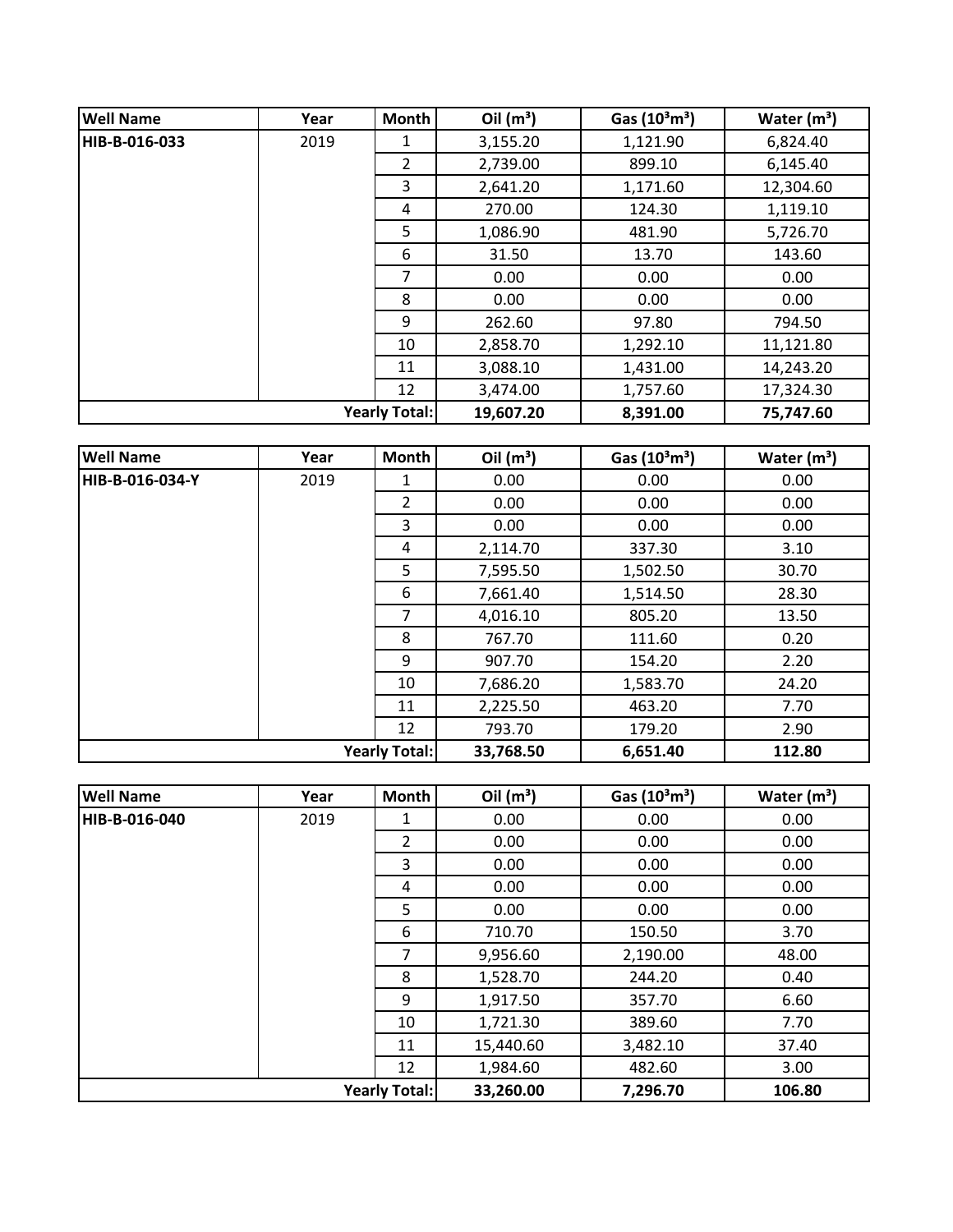| Well Name | Year | Month | Oil ($m^3$) | Gas ($10^3m^3$) | Water ($m^3$) |
|---|---|---|---|---|---|
| **HIB-B-016-033** | 2019 | 1 | 3,155.20 | 1,121.90 | 6,824.40 |
| | | 2 | 2,739.00 | 899.10 | 6,145.40 |
| | | 3 | 2,641.20 | 1,171.60 | 12,304.60 |
| | | 4 | 270.00 | 124.30 | 1,119.10 |
| | | 5 | 1,086.90 | 481.90 | 5,726.70 |
| | | 6 | 31.50 | 13.70 | 143.60 |
| | | 7 | 0.00 | 0.00 | 0.00 |
| | | 8 | 0.00 | 0.00 | 0.00 |
| | | 9 | 262.60 | 97.80 | 794.50 |
| | | 10 | 2,858.70 | 1,292.10 | 11,121.80 |
| | | 11 | 3,088.10 | 1,431.00 | 14,243.20 |
| | | 12 | 3,474.00 | 1,757.60 | 17,324.30 |
| | | **Yearly Total:** | **19,607.20** | **8,391.00** | **75,747.60** |

| Well Name | Year | Month | Oil ($m^3$) | Gas ($10^3m^3$) | Water ($m^3$) |
|---|---|---|---|---|---|
| **HIB-B-016-034-Y** | 2019 | 1 | 0.00 | 0.00 | 0.00 |
| | | 2 | 0.00 | 0.00 | 0.00 |
| | | 3 | 0.00 | 0.00 | 0.00 |
| | | 4 | 2,114.70 | 337.30 | 3.10 |
| | | 5 | 7,595.50 | 1,502.50 | 30.70 |
| | | 6 | 7,661.40 | 1,514.50 | 28.30 |
| | | 7 | 4,016.10 | 805.20 | 13.50 |
| | | 8 | 767.70 | 111.60 | 0.20 |
| | | 9 | 907.70 | 154.20 | 2.20 |
| | | 10 | 7,686.20 | 1,583.70 | 24.20 |
| | | 11 | 2,225.50 | 463.20 | 7.70 |
| | | 12 | 793.70 | 179.20 | 2.90 |
| | | **Yearly Total:** | **33,768.50** | **6,651.40** | **112.80** |

| Well Name | Year | Month | Oil ($m^3$) | Gas ($10^3m^3$) | Water ($m^3$) |
|---|---|---|---|---|---|
| **HIB-B-016-040** | 2019 | 1 | 0.00 | 0.00 | 0.00 |
| | | 2 | 0.00 | 0.00 | 0.00 |
| | | 3 | 0.00 | 0.00 | 0.00 |
| | | 4 | 0.00 | 0.00 | 0.00 |
| | | 5 | 0.00 | 0.00 | 0.00 |
| | | 6 | 710.70 | 150.50 | 3.70 |
| | | 7 | 9,956.60 | 2,190.00 | 48.00 |
| | | 8 | 1,528.70 | 244.20 | 0.40 |
| | | 9 | 1,917.50 | 357.70 | 6.60 |
| | | 10 | 1,721.30 | 389.60 | 7.70 |
| | | 11 | 15,440.60 | 3,482.10 | 37.40 |
| | | 12 | 1,984.60 | 482.60 | 3.00 |
| | | **Yearly Total:** | **33,260.00** | **7,296.70** | **106.80** |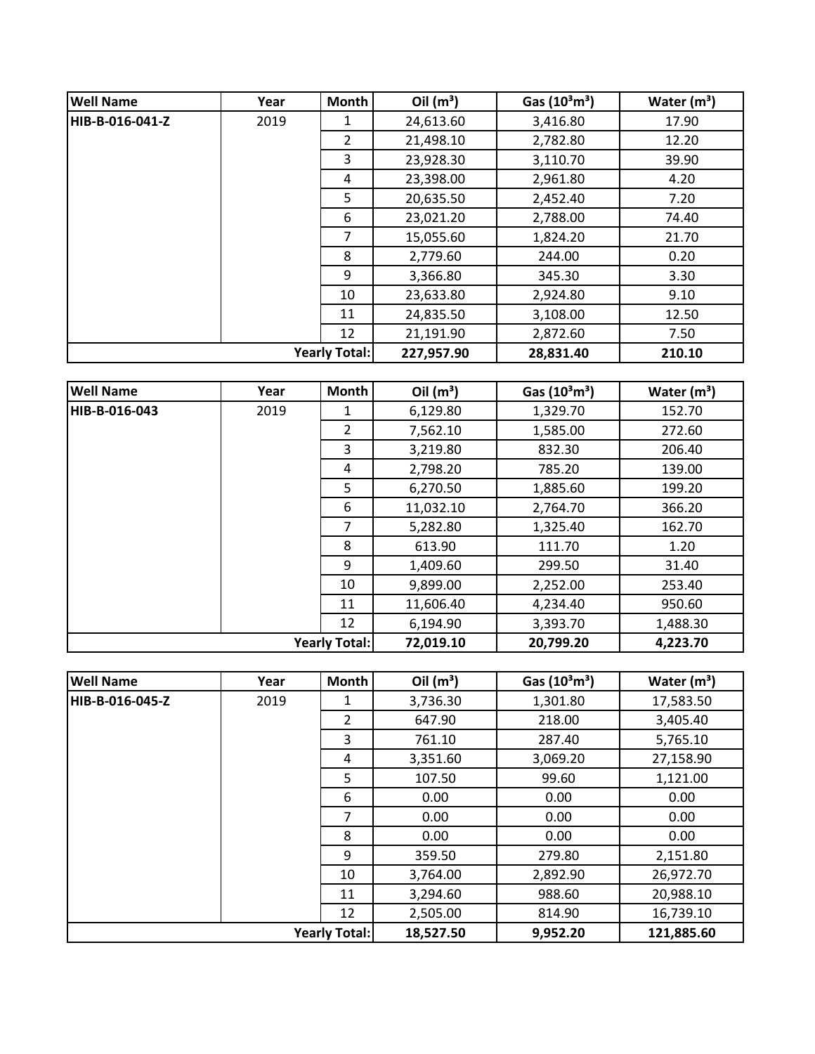| Well Name | Year | Month | Oil ($m^3$) | Gas ($10^3m^3$) | Water ($m^3$) |
|---|---|---|---|---|---|
| HIB-B-016-041-Z | 2019 | 1 | 24,613.60 | 3,416.80 | 17.90 |
| | | 2 | 21,498.10 | 2,782.80 | 12.20 |
| | | 3 | 23,928.30 | 3,110.70 | 39.90 |
| | | 4 | 23,398.00 | 2,961.80 | 4.20 |
| | | 5 | 20,635.50 | 2,452.40 | 7.20 |
| | | 6 | 23,021.20 | 2,788.00 | 74.40 |
| | | 7 | 15,055.60 | 1,824.20 | 21.70 |
| | | 8 | 2,779.60 | 244.00 | 0.20 |
| | | 9 | 3,366.80 | 345.30 | 3.30 |
| | | 10 | 23,633.80 | 2,924.80 | 9.10 |
| | | 11 | 24,835.50 | 3,108.00 | 12.50 |
| | | 12 | 21,191.90 | 2,872.60 | 7.50 |
| | | **Yearly Total:** | **227,957.90** | **28,831.40** | **210.10** |

| Well Name | Year | Month | Oil ($m^3$) | Gas ($10^3m^3$) | Water ($m^3$) |
|---|---|---|---|---|---|
| HIB-B-016-043 | 2019 | 1 | 6,129.80 | 1,329.70 | 152.70 |
| | | 2 | 7,562.10 | 1,585.00 | 272.60 |
| | | 3 | 3,219.80 | 832.30 | 206.40 |
| | | 4 | 2,798.20 | 785.20 | 139.00 |
| | | 5 | 6,270.50 | 1,885.60 | 199.20 |
| | | 6 | 11,032.10 | 2,764.70 | 366.20 |
| | | 7 | 5,282.80 | 1,325.40 | 162.70 |
| | | 8 | 613.90 | 111.70 | 1.20 |
| | | 9 | 1,409.60 | 299.50 | 31.40 |
| | | 10 | 9,899.00 | 2,252.00 | 253.40 |
| | | 11 | 11,606.40 | 4,234.40 | 950.60 |
| | | 12 | 6,194.90 | 3,393.70 | 1,488.30 |
| | | **Yearly Total:** | **72,019.10** | **20,799.20** | **4,223.70** |

| Well Name | Year | Month | Oil ($m^3$) | Gas ($10^3m^3$) | Water ($m^3$) |
|---|---|---|---|---|---|
| HIB-B-016-045-Z | 2019 | 1 | 3,736.30 | 1,301.80 | 17,583.50 |
| | | 2 | 647.90 | 218.00 | 3,405.40 |
| | | 3 | 761.10 | 287.40 | 5,765.10 |
| | | 4 | 3,351.60 | 3,069.20 | 27,158.90 |
| | | 5 | 107.50 | 99.60 | 1,121.00 |
| | | 6 | 0.00 | 0.00 | 0.00 |
| | | 7 | 0.00 | 0.00 | 0.00 |
| | | 8 | 0.00 | 0.00 | 0.00 |
| | | 9 | 359.50 | 279.80 | 2,151.80 |
| | | 10 | 3,764.00 | 2,892.90 | 26,972.70 |
| | | 11 | 3,294.60 | 988.60 | 20,988.10 |
| | | 12 | 2,505.00 | 814.90 | 16,739.10 |
| | | **Yearly Total:** | **18,527.50** | **9,952.20** | **121,885.60** |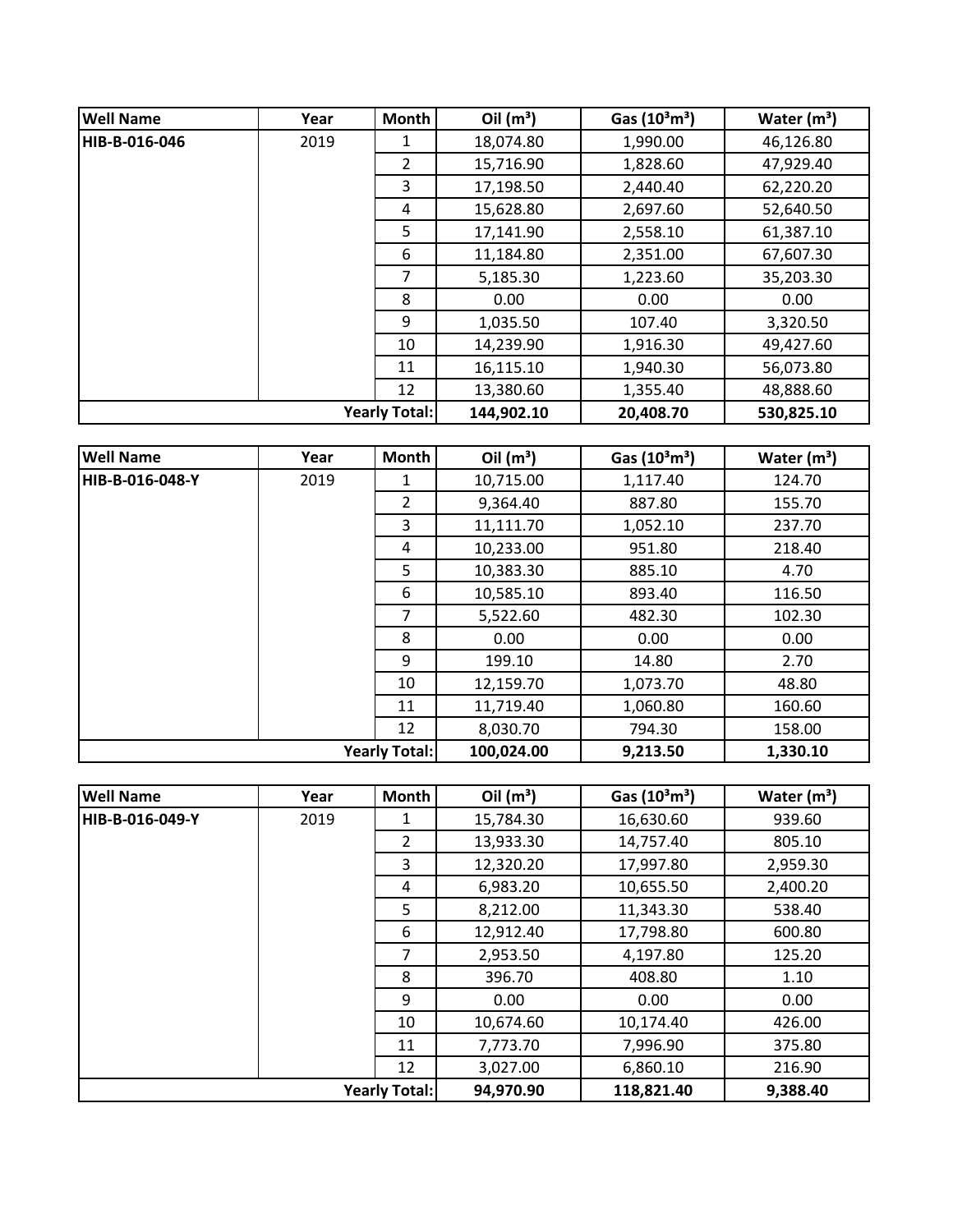| Well Name | Year | Month | Oil ($m^3$) | Gas ($10^3m^3$) | Water ($m^3$) |
|---|---|---|---|---|---|
| HIB-B-016-046 | 2019 | 1 | 18,074.80 | 1,990.00 | 46,126.80 |
| | | 2 | 15,716.90 | 1,828.60 | 47,929.40 |
| | | 3 | 17,198.50 | 2,440.40 | 62,220.20 |
| | | 4 | 15,628.80 | 2,697.60 | 52,640.50 |
| | | 5 | 17,141.90 | 2,558.10 | 61,387.10 |
| | | 6 | 11,184.80 | 2,351.00 | 67,607.30 |
| | | 7 | 5,185.30 | 1,223.60 | 35,203.30 |
| | | 8 | 0.00 | 0.00 | 0.00 |
| | | 9 | 1,035.50 | 107.40 | 3,320.50 |
| | | 10 | 14,239.90 | 1,916.30 | 49,427.60 |
| | | 11 | 16,115.10 | 1,940.30 | 56,073.80 |
| | | 12 | 13,380.60 | 1,355.40 | 48,888.60 |
| | | **Yearly Total:** | **144,902.10** | **20,408.70** | **530,825.10** |

| Well Name | Year | Month | Oil ($m^3$) | Gas ($10^3m^3$) | Water ($m^3$) |
|---|---|---|---|---|---|
| HIB-B-016-048-Y | 2019 | 1 | 10,715.00 | 1,117.40 | 124.70 |
| | | 2 | 9,364.40 | 887.80 | 155.70 |
| | | 3 | 11,111.70 | 1,052.10 | 237.70 |
| | | 4 | 10,233.00 | 951.80 | 218.40 |
| | | 5 | 10,383.30 | 885.10 | 4.70 |
| | | 6 | 10,585.10 | 893.40 | 116.50 |
| | | 7 | 5,522.60 | 482.30 | 102.30 |
| | | 8 | 0.00 | 0.00 | 0.00 |
| | | 9 | 199.10 | 14.80 | 2.70 |
| | | 10 | 12,159.70 | 1,073.70 | 48.80 |
| | | 11 | 11,719.40 | 1,060.80 | 160.60 |
| | | 12 | 8,030.70 | 794.30 | 158.00 |
| | | **Yearly Total:** | **100,024.00** | **9,213.50** | **1,330.10** |

| Well Name | Year | Month | Oil ($m^3$) | Gas ($10^3m^3$) | Water ($m^3$) |
|---|---|---|---|---|---|
| HIB-B-016-049-Y | 2019 | 1 | 15,784.30 | 16,630.60 | 939.60 |
| | | 2 | 13,933.30 | 14,757.40 | 805.10 |
| | | 3 | 12,320.20 | 17,997.80 | 2,959.30 |
| | | 4 | 6,983.20 | 10,655.50 | 2,400.20 |
| | | 5 | 8,212.00 | 11,343.30 | 538.40 |
| | | 6 | 12,912.40 | 17,798.80 | 600.80 |
| | | 7 | 2,953.50 | 4,197.80 | 125.20 |
| | | 8 | 396.70 | 408.80 | 1.10 |
| | | 9 | 0.00 | 0.00 | 0.00 |
| | | 10 | 10,674.60 | 10,174.40 | 426.00 |
| | | 11 | 7,773.70 | 7,996.90 | 375.80 |
| | | 12 | 3,027.00 | 6,860.10 | 216.90 |
| | | **Yearly Total:** | **94,970.90** | **118,821.40** | **9,388.40** |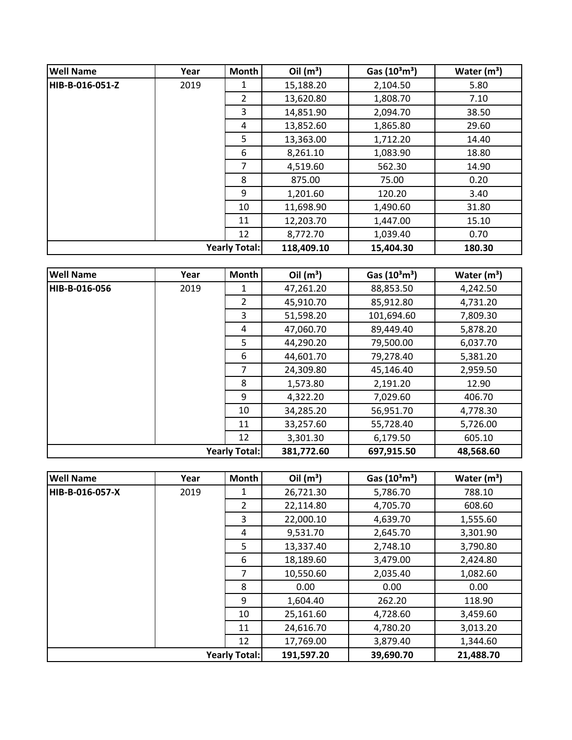| Well Name | Year | Month | Oil ($m^3$) | Gas ($10^3m^3$) | Water ($m^3$) |
|---|---|---|---|---|---|
| HIB-B-016-051-Z | 2019 | 1 | 15,188.20 | 2,104.50 | 5.80 |
| | | 2 | 13,620.80 | 1,808.70 | 7.10 |
| | | 3 | 14,851.90 | 2,094.70 | 38.50 |
| | | 4 | 13,852.60 | 1,865.80 | 29.60 |
| | | 5 | 13,363.00 | 1,712.20 | 14.40 |
| | | 6 | 8,261.10 | 1,083.90 | 18.80 |
| | | 7 | 4,519.60 | 562.30 | 14.90 |
| | | 8 | 875.00 | 75.00 | 0.20 |
| | | 9 | 1,201.60 | 120.20 | 3.40 |
| | | 10 | 11,698.90 | 1,490.60 | 31.80 |
| | | 11 | 12,203.70 | 1,447.00 | 15.10 |
| | | 12 | 8,772.70 | 1,039.40 | 0.70 |
| | | **Yearly Total:** | **118,409.10** | **15,404.30** | **180.30** |

| Well Name | Year | Month | Oil ($m^3$) | Gas ($10^3m^3$) | Water ($m^3$) |
|---|---|---|---|---|---|
| HIB-B-016-056 | 2019 | 1 | 47,261.20 | 88,853.50 | 4,242.50 |
| | | 2 | 45,910.70 | 85,912.80 | 4,731.20 |
| | | 3 | 51,598.20 | 101,694.60 | 7,809.30 |
| | | 4 | 47,060.70 | 89,449.40 | 5,878.20 |
| | | 5 | 44,290.20 | 79,500.00 | 6,037.70 |
| | | 6 | 44,601.70 | 79,278.40 | 5,381.20 |
| | | 7 | 24,309.80 | 45,146.40 | 2,959.50 |
| | | 8 | 1,573.80 | 2,191.20 | 12.90 |
| | | 9 | 4,322.20 | 7,029.60 | 406.70 |
| | | 10 | 34,285.20 | 56,951.70 | 4,778.30 |
| | | 11 | 33,257.60 | 55,728.40 | 5,726.00 |
| | | 12 | 3,301.30 | 6,179.50 | 605.10 |
| | | **Yearly Total:** | **381,772.60** | **697,915.50** | **48,568.60** |

| Well Name | Year | Month | Oil ($m^3$) | Gas ($10^3m^3$) | Water ($m^3$) |
|---|---|---|---|---|---|
| HIB-B-016-057-X | 2019 | 1 | 26,721.30 | 5,786.70 | 788.10 |
| | | 2 | 22,114.80 | 4,705.70 | 608.60 |
| | | 3 | 22,000.10 | 4,639.70 | 1,555.60 |
| | | 4 | 9,531.70 | 2,645.70 | 3,301.90 |
| | | 5 | 13,337.40 | 2,748.10 | 3,790.80 |
| | | 6 | 18,189.60 | 3,479.00 | 2,424.80 |
| | | 7 | 10,550.60 | 2,035.40 | 1,082.60 |
| | | 8 | 0.00 | 0.00 | 0.00 |
| | | 9 | 1,604.40 | 262.20 | 118.90 |
| | | 10 | 25,161.60 | 4,728.60 | 3,459.60 |
| | | 11 | 24,616.70 | 4,780.20 | 3,013.20 |
| | | 12 | 17,769.00 | 3,879.40 | 1,344.60 |
| | | **Yearly Total:** | **191,597.20** | **39,690.70** | **21,488.70** |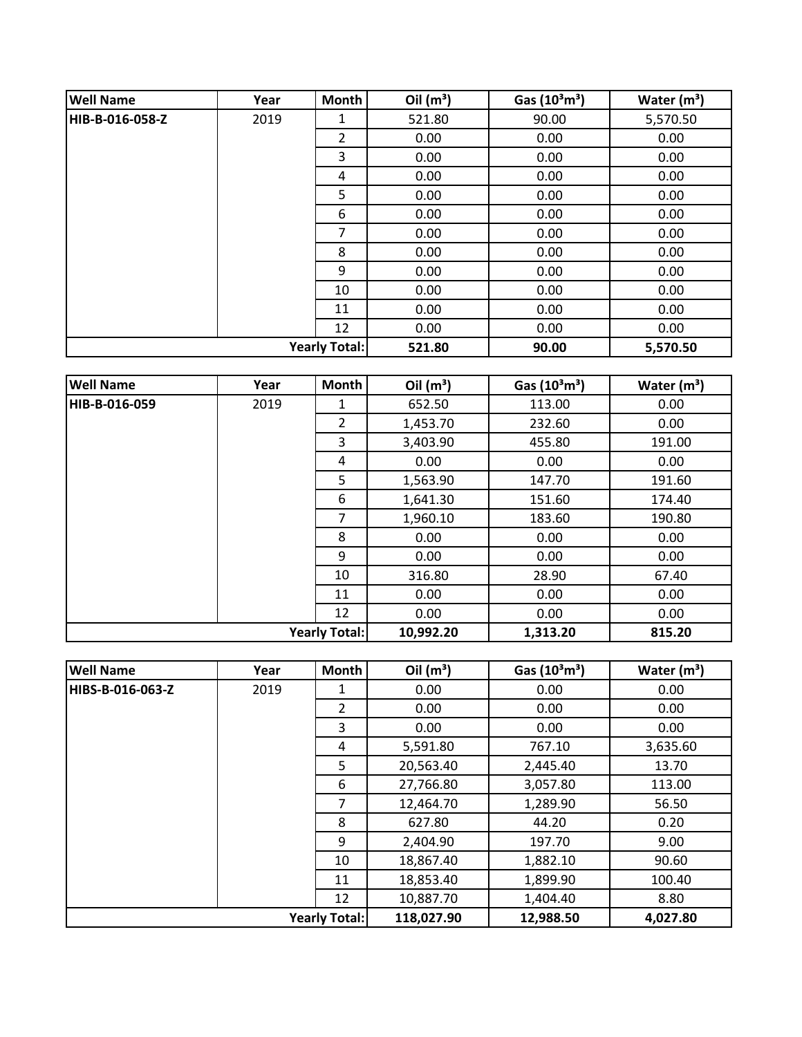| Well Name | Year | Month | Oil ($m^3$) | Gas ($10^3m^3$) | Water ($m^3$) |
|---|---|---|---|---|---|
| HIB-B-016-058-Z | 2019 | 1 | 521.80 | 90.00 | 5,570.50 |
| | | 2 | 0.00 | 0.00 | 0.00 |
| | | 3 | 0.00 | 0.00 | 0.00 |
| | | 4 | 0.00 | 0.00 | 0.00 |
| | | 5 | 0.00 | 0.00 | 0.00 |
| | | 6 | 0.00 | 0.00 | 0.00 |
| | | 7 | 0.00 | 0.00 | 0.00 |
| | | 8 | 0.00 | 0.00 | 0.00 |
| | | 9 | 0.00 | 0.00 | 0.00 |
| | | 10 | 0.00 | 0.00 | 0.00 |
| | | 11 | 0.00 | 0.00 | 0.00 |
| | | 12 | 0.00 | 0.00 | 0.00 |
| | | **Yearly Total:** | **521.80** | **90.00** | **5,570.50** |

| Well Name | Year | Month | Oil ($m^3$) | Gas ($10^3m^3$) | Water ($m^3$) |
|---|---|---|---|---|---|
| HIB-B-016-059 | 2019 | 1 | 652.50 | 113.00 | 0.00 |
| | | 2 | 1,453.70 | 232.60 | 0.00 |
| | | 3 | 3,403.90 | 455.80 | 191.00 |
| | | 4 | 0.00 | 0.00 | 0.00 |
| | | 5 | 1,563.90 | 147.70 | 191.60 |
| | | 6 | 1,641.30 | 151.60 | 174.40 |
| | | 7 | 1,960.10 | 183.60 | 190.80 |
| | | 8 | 0.00 | 0.00 | 0.00 |
| | | 9 | 0.00 | 0.00 | 0.00 |
| | | 10 | 316.80 | 28.90 | 67.40 |
| | | 11 | 0.00 | 0.00 | 0.00 |
| | | 12 | 0.00 | 0.00 | 0.00 |
| | | **Yearly Total:** | **10,992.20** | **1,313.20** | **815.20** |

| Well Name | Year | Month | Oil ($m^3$) | Gas ($10^3m^3$) | Water ($m^3$) |
|---|---|---|---|---|---|
| HIBS-B-016-063-Z | 2019 | 1 | 0.00 | 0.00 | 0.00 |
| | | 2 | 0.00 | 0.00 | 0.00 |
| | | 3 | 0.00 | 0.00 | 0.00 |
| | | 4 | 5,591.80 | 767.10 | 3,635.60 |
| | | 5 | 20,563.40 | 2,445.40 | 13.70 |
| | | 6 | 27,766.80 | 3,057.80 | 113.00 |
| | | 7 | 12,464.70 | 1,289.90 | 56.50 |
| | | 8 | 627.80 | 44.20 | 0.20 |
| | | 9 | 2,404.90 | 197.70 | 9.00 |
| | | 10 | 18,867.40 | 1,882.10 | 90.60 |
| | | 11 | 18,853.40 | 1,899.90 | 100.40 |
| | | 12 | 10,887.70 | 1,404.40 | 8.80 |
| | | **Yearly Total:** | **118,027.90** | **12,988.50** | **4,027.80** |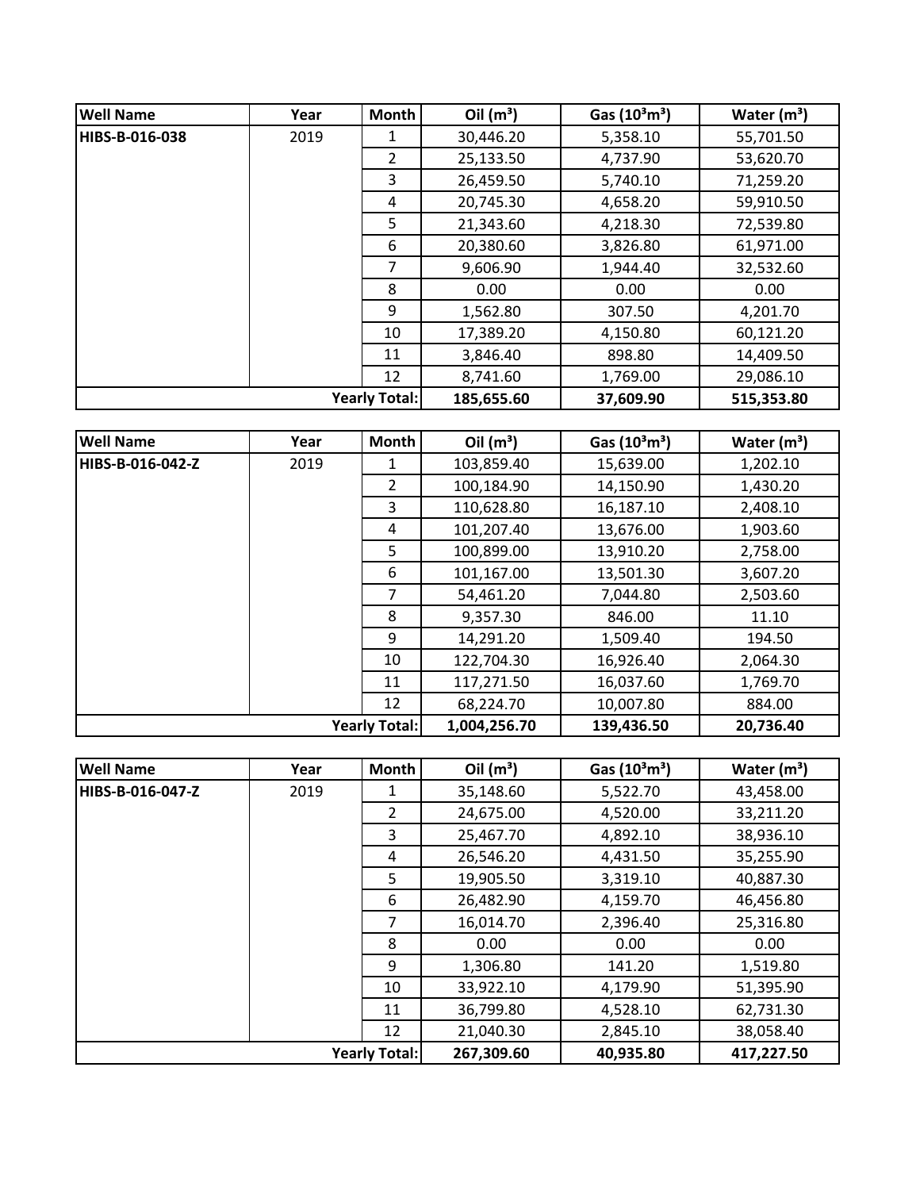| Well Name | Year | Month | Oil ($m^3$) | Gas ($10^3m^3$) | Water ($m^3$) |
|---|---|---|---|---|---|
| HIBS-B-016-038 | 2019 | 1 | 30,446.20 | 5,358.10 | 55,701.50 |
| | | 2 | 25,133.50 | 4,737.90 | 53,620.70 |
| | | 3 | 26,459.50 | 5,740.10 | 71,259.20 |
| | | 4 | 20,745.30 | 4,658.20 | 59,910.50 |
| | | 5 | 21,343.60 | 4,218.30 | 72,539.80 |
| | | 6 | 20,380.60 | 3,826.80 | 61,971.00 |
| | | 7 | 9,606.90 | 1,944.40 | 32,532.60 |
| | | 8 | 0.00 | 0.00 | 0.00 |
| | | 9 | 1,562.80 | 307.50 | 4,201.70 |
| | | 10 | 17,389.20 | 4,150.80 | 60,121.20 |
| | | 11 | 3,846.40 | 898.80 | 14,409.50 |
| | | 12 | 8,741.60 | 1,769.00 | 29,086.10 |
| | | **Yearly Total:** | **185,655.60** | **37,609.90** | **515,353.80** |

| Well Name | Year | Month | Oil ($m^3$) | Gas ($10^3m^3$) | Water ($m^3$) |
|---|---|---|---|---|---|
| HIBS-B-016-042-Z | 2019 | 1 | 103,859.40 | 15,639.00 | 1,202.10 |
| | | 2 | 100,184.90 | 14,150.90 | 1,430.20 |
| | | 3 | 110,628.80 | 16,187.10 | 2,408.10 |
| | | 4 | 101,207.40 | 13,676.00 | 1,903.60 |
| | | 5 | 100,899.00 | 13,910.20 | 2,758.00 |
| | | 6 | 101,167.00 | 13,501.30 | 3,607.20 |
| | | 7 | 54,461.20 | 7,044.80 | 2,503.60 |
| | | 8 | 9,357.30 | 846.00 | 11.10 |
| | | 9 | 14,291.20 | 1,509.40 | 194.50 |
| | | 10 | 122,704.30 | 16,926.40 | 2,064.30 |
| | | 11 | 117,271.50 | 16,037.60 | 1,769.70 |
| | | 12 | 68,224.70 | 10,007.80 | 884.00 |
| | | **Yearly Total:** | **1,004,256.70** | **139,436.50** | **20,736.40** |

| Well Name | Year | Month | Oil ($m^3$) | Gas ($10^3m^3$) | Water ($m^3$) |
|---|---|---|---|---|---|
| HIBS-B-016-047-Z | 2019 | 1 | 35,148.60 | 5,522.70 | 43,458.00 |
| | | 2 | 24,675.00 | 4,520.00 | 33,211.20 |
| | | 3 | 25,467.70 | 4,892.10 | 38,936.10 |
| | | 4 | 26,546.20 | 4,431.50 | 35,255.90 |
| | | 5 | 19,905.50 | 3,319.10 | 40,887.30 |
| | | 6 | 26,482.90 | 4,159.70 | 46,456.80 |
| | | 7 | 16,014.70 | 2,396.40 | 25,316.80 |
| | | 8 | 0.00 | 0.00 | 0.00 |
| | | 9 | 1,306.80 | 141.20 | 1,519.80 |
| | | 10 | 33,922.10 | 4,179.90 | 51,395.90 |
| | | 11 | 36,799.80 | 4,528.10 | 62,731.30 |
| | | 12 | 21,040.30 | 2,845.10 | 38,058.40 |
| | | **Yearly Total:** | **267,309.60** | **40,935.80** | **417,227.50** |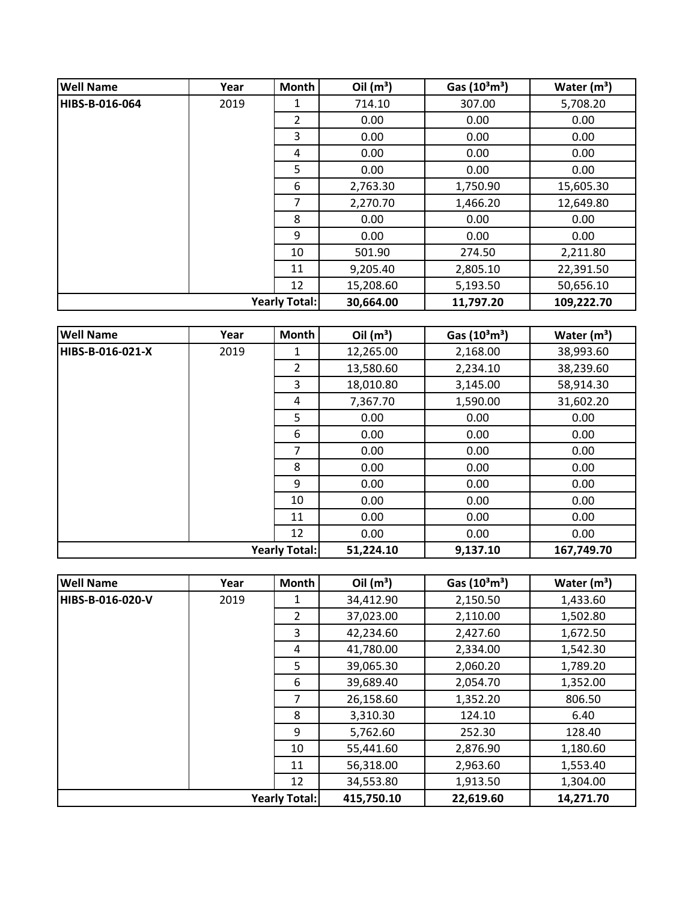| Well Name | Year | Month | Oil ($m^3$) | Gas ($10^3m^3$) | Water ($m^3$) |
|---|---|---|---|---|---|
| HIBS-B-016-064 | 2019 | 1 | 714.10 | 307.00 | 5,708.20 |
| | | 2 | 0.00 | 0.00 | 0.00 |
| | | 3 | 0.00 | 0.00 | 0.00 |
| | | 4 | 0.00 | 0.00 | 0.00 |
| | | 5 | 0.00 | 0.00 | 0.00 |
| | | 6 | 2,763.30 | 1,750.90 | 15,605.30 |
| | | 7 | 2,270.70 | 1,466.20 | 12,649.80 |
| | | 8 | 0.00 | 0.00 | 0.00 |
| | | 9 | 0.00 | 0.00 | 0.00 |
| | | 10 | 501.90 | 274.50 | 2,211.80 |
| | | 11 | 9,205.40 | 2,805.10 | 22,391.50 |
| | | 12 | 15,208.60 | 5,193.50 | 50,656.10 |
| | | **Yearly Total:** | **30,664.00** | **11,797.20** | **109,222.70** |

| Well Name | Year | Month | Oil ($m^3$) | Gas ($10^3m^3$) | Water ($m^3$) |
|---|---|---|---|---|---|
| HIBS-B-016-021-X | 2019 | 1 | 12,265.00 | 2,168.00 | 38,993.60 |
| | | 2 | 13,580.60 | 2,234.10 | 38,239.60 |
| | | 3 | 18,010.80 | 3,145.00 | 58,914.30 |
| | | 4 | 7,367.70 | 1,590.00 | 31,602.20 |
| | | 5 | 0.00 | 0.00 | 0.00 |
| | | 6 | 0.00 | 0.00 | 0.00 |
| | | 7 | 0.00 | 0.00 | 0.00 |
| | | 8 | 0.00 | 0.00 | 0.00 |
| | | 9 | 0.00 | 0.00 | 0.00 |
| | | 10 | 0.00 | 0.00 | 0.00 |
| | | 11 | 0.00 | 0.00 | 0.00 |
| | | 12 | 0.00 | 0.00 | 0.00 |
| | | **Yearly Total:** | **51,224.10** | **9,137.10** | **167,749.70** |

| Well Name | Year | Month | Oil ($m^3$) | Gas ($10^3m^3$) | Water ($m^3$) |
|---|---|---|---|---|---|
| HIBS-B-016-020-V | 2019 | 1 | 34,412.90 | 2,150.50 | 1,433.60 |
| | | 2 | 37,023.00 | 2,110.00 | 1,502.80 |
| | | 3 | 42,234.60 | 2,427.60 | 1,672.50 |
| | | 4 | 41,780.00 | 2,334.00 | 1,542.30 |
| | | 5 | 39,065.30 | 2,060.20 | 1,789.20 |
| | | 6 | 39,689.40 | 2,054.70 | 1,352.00 |
| | | 7 | 26,158.60 | 1,352.20 | 806.50 |
| | | 8 | 3,310.30 | 124.10 | 6.40 |
| | | 9 | 5,762.60 | 252.30 | 128.40 |
| | | 10 | 55,441.60 | 2,876.90 | 1,180.60 |
| | | 11 | 56,318.00 | 2,963.60 | 1,553.40 |
| | | 12 | 34,553.80 | 1,913.50 | 1,304.00 |
| | | **Yearly Total:** | **415,750.10** | **22,619.60** | **14,271.70** |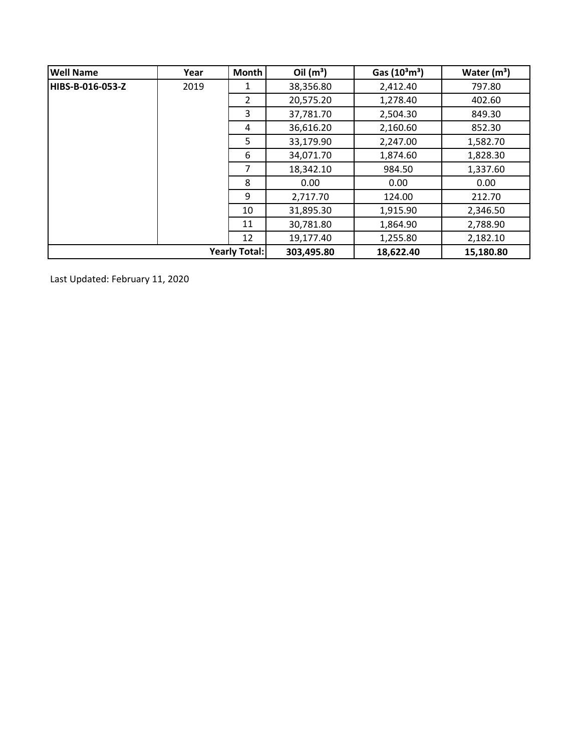| Well Name | Year | Month | Oil ($m^3$) | Gas ($10^3m^3$) | Water ($m^3$) |
|---|---|---|---|---|---|
| **HIBS-B-016-053-Z** | 2019 | 1 | 38,356.80 | 2,412.40 | 797.80 |
| | | 2 | 20,575.20 | 1,278.40 | 402.60 |
| | | 3 | 37,781.70 | 2,504.30 | 849.30 |
| | | 4 | 36,616.20 | 2,160.60 | 852.30 |
| | | 5 | 33,179.90 | 2,247.00 | 1,582.70 |
| | | 6 | 34,071.70 | 1,874.60 | 1,828.30 |
| | | 7 | 18,342.10 | 984.50 | 1,337.60 |
| | | 8 | 0.00 | 0.00 | 0.00 |
| | | 9 | 2,717.70 | 124.00 | 212.70 |
| | | 10 | 31,895.30 | 1,915.90 | 2,346.50 |
| | | 11 | 30,781.80 | 1,864.90 | 2,788.90 |
| | | 12 | 19,177.40 | 1,255.80 | 2,182.10 |
| | | **Yearly Total:** | **303,495.80** | **18,622.40** | **15,180.80** |

Last Updated: February 11, 2020